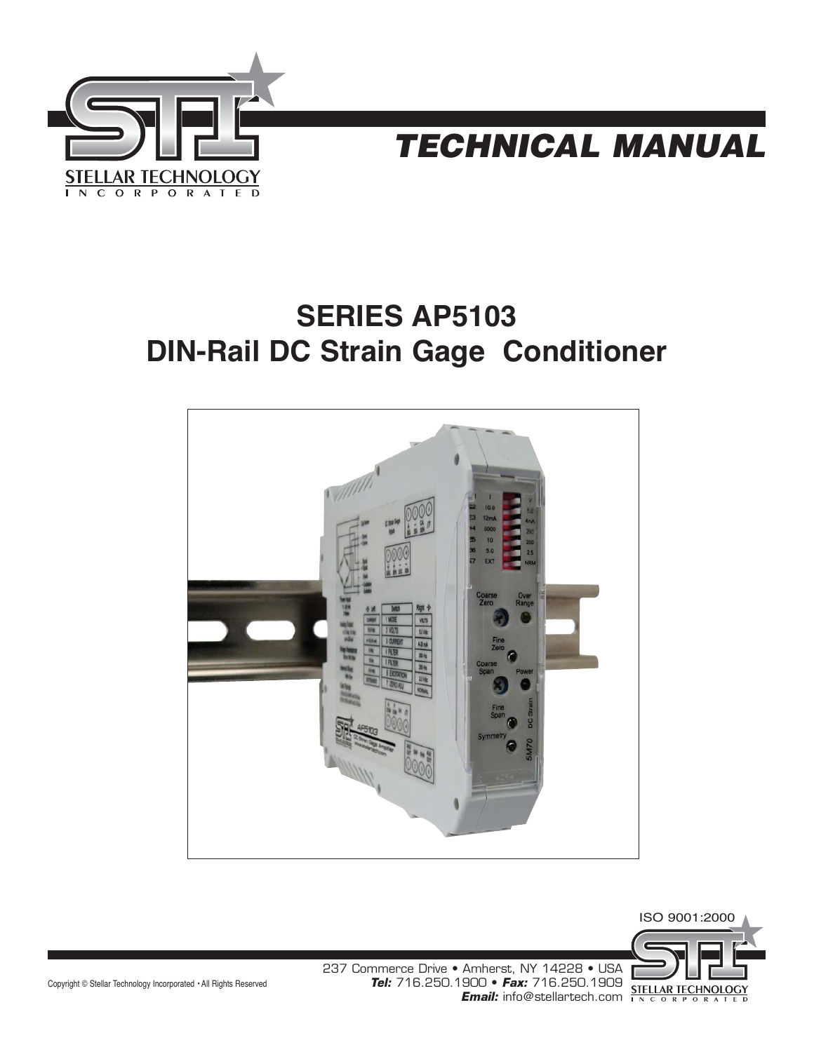STELLAR TECHNOLOGY INCORPORATED

# TECHNICAL MANUAL

## SERIES AP5103
## DIN-Rail DC Strain Gage Conditioner

ISO 9001:2000

237 Commerce Drive • Amherst, NY 14228 • USA
**Tel:** 716.250.1900 • **Fax:** 716.250.1909
**Email:** info@stellartech.com

Copyright © Stellar Technology Incorporated • All Rights Reserved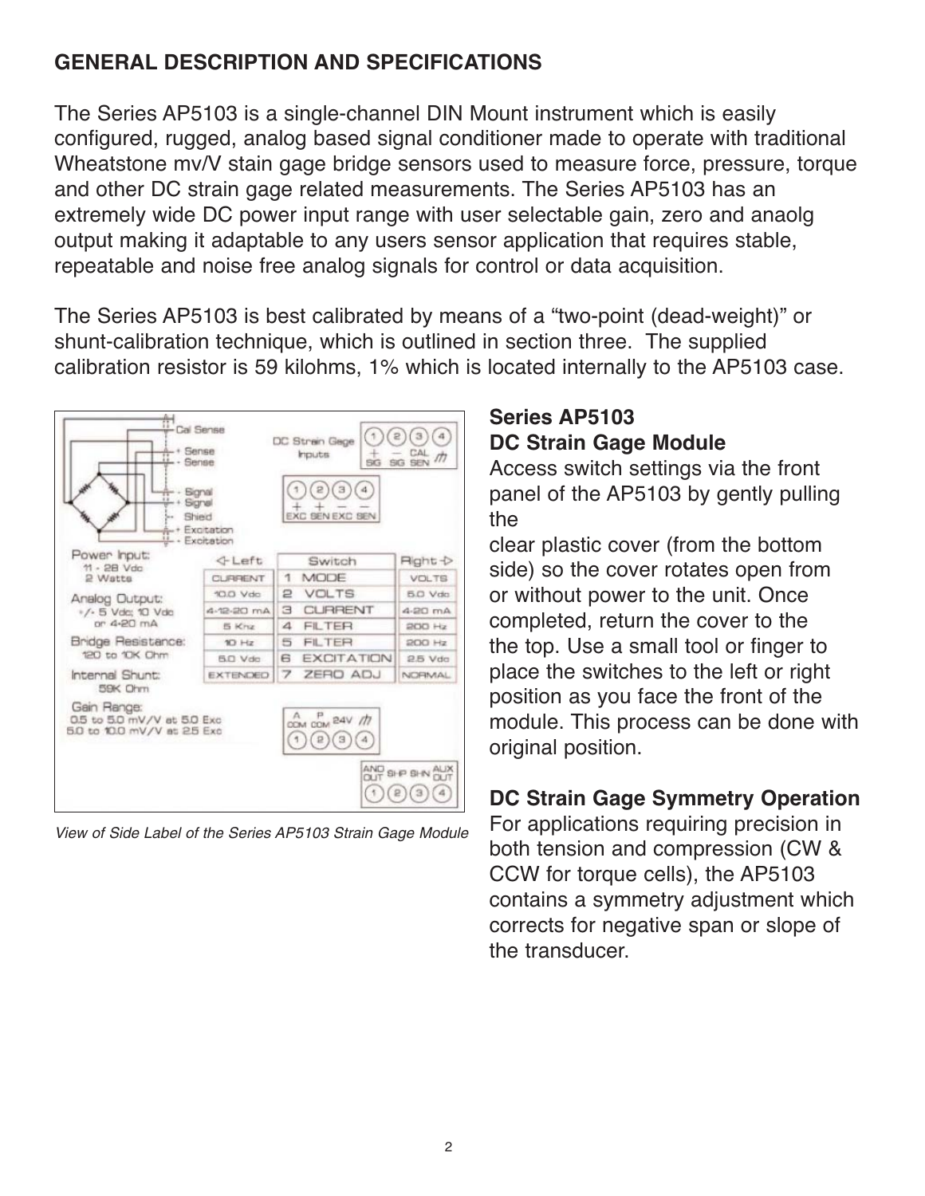## GENERAL DESCRIPTION AND SPECIFICATIONS

The Series AP5103 is a single-channel DIN Mount instrument which is easily configured, rugged, analog based signal conditioner made to operate with traditional Wheatstone mv/V stain gage bridge sensors used to measure force, pressure, torque and other DC strain gage related measurements. The Series AP5103 has an extremely wide DC power input range with user selectable gain, zero and anaolg output making it adaptable to any users sensor application that requires stable, repeatable and noise free analog signals for control or data acquisition.

The Series AP5103 is best calibrated by means of a "two-point (dead-weight)" or shunt-calibration technique, which is outlined in section three. The supplied calibration resistor is 59 kilohms, 1% which is located internally to the AP5103 case.

Cal Sense
+ Sense
- Sense
- Signal
+ Signal
Shied
+ Excitation
- Excitation

DC Strain Gage Inputs: 1 (+ SG), 2 (− SG), 3 (CAL SEN), 4 (⏚)

1 (+ EXC), 2 (+ SEN), 3 (− EXC), 4 (− SEN)

Power Input:
11 - 28 Vdc
2 Watts

Analog Output:
+/- 5 Vdc; 10 Vdc
or 4-20 mA

Bridge Resistance:
120 to 10K Ohm

Internal Shunt:
59K Ohm

Gain Range:
0.5 to 5.0 mV/V at 5.0 Exc
5.0 to 10.0 mV/V at 2.5 Exc

| ◁ Left | Switch | Right ▷ |
|---|---|---|
| CURRENT | 1 MODE | VOLTS |
| 10.0 Vdc | 2 VOLTS | 5.0 Vdc |
| 4-12-20 mA | 3 CURRENT | 4-20 mA |
| 5 Khz | 4 FILTER | 200 Hz |
| 10 Hz | 5 FILTER | 200 Hz |
| 5.0 Vdc | 6 EXCITATION | 2.5 Vdc |
| EXTENDED | 7 ZERO ADJ | NORMAL |

1 (A COM), 2 (P COM), 3 (24V), 4 (⏚)

1 (ANO OUT), 2 (SHP), 3 (SHN), 4 (AUX OUT)

*View of Side Label of the Series AP5103 Strain Gage Module*

### Series AP5103 DC Strain Gage Module

Access switch settings via the front panel of the AP5103 by gently pulling the clear plastic cover (from the bottom side) so the cover rotates open from or without power to the unit. Once completed, return the cover to the the top. Use a small tool or finger to place the switches to the left or right position as you face the front of the module. This process can be done with original position.

### DC Strain Gage Symmetry Operation

For applications requiring precision in both tension and compression (CW & CCW for torque cells), the AP5103 contains a symmetry adjustment which corrects for negative span or slope of the transducer.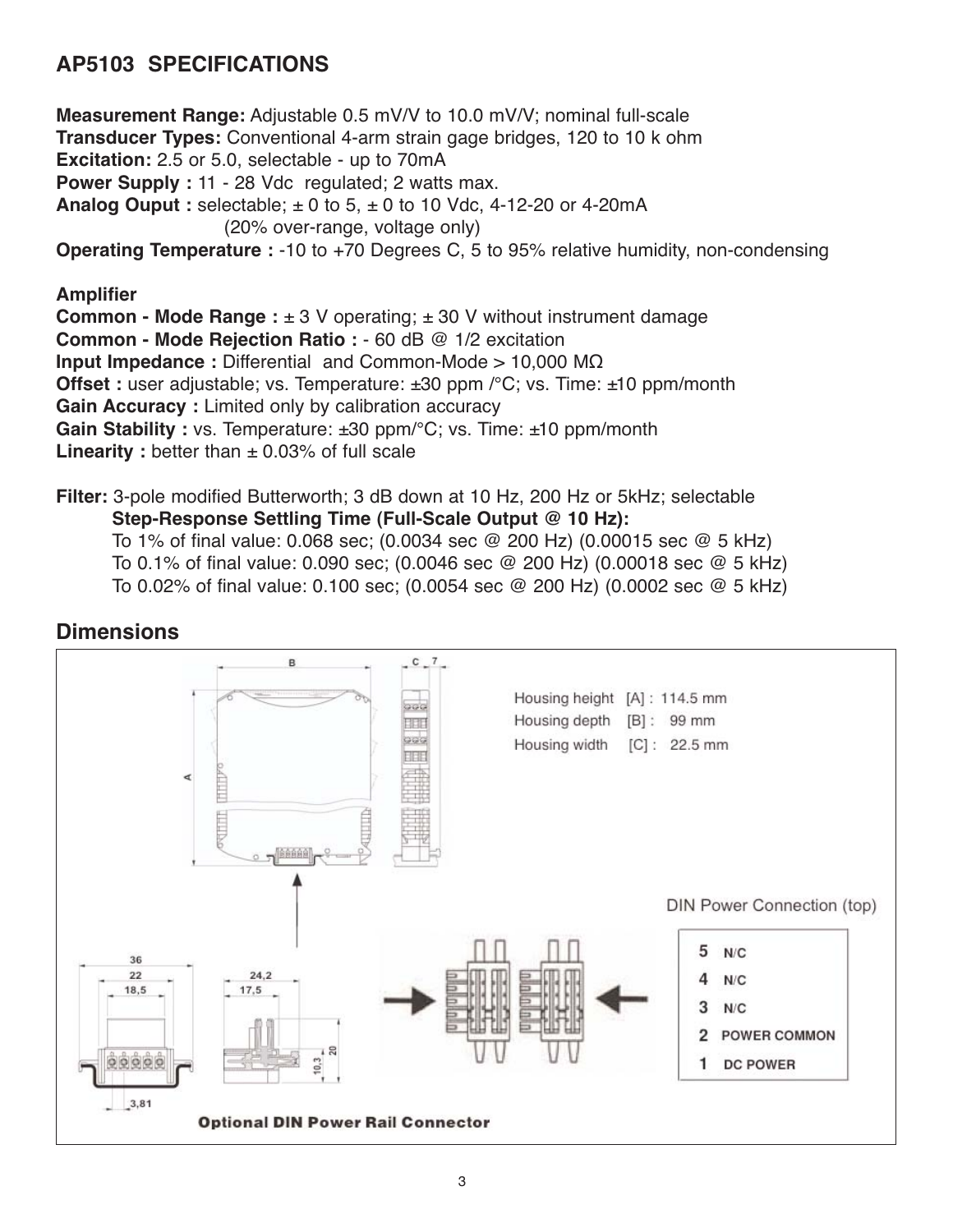## AP5103 SPECIFICATIONS

**Measurement Range:** Adjustable 0.5 mV/V to 10.0 mV/V; nominal full-scale
**Transducer Types:** Conventional 4-arm strain gage bridges, 120 to 10 k ohm
**Excitation:** 2.5 or 5.0, selectable - up to 70mA
**Power Supply :** 11 - 28 Vdc regulated; 2 watts max.
**Analog Ouput :** selectable; ± 0 to 5, ± 0 to 10 Vdc, 4-12-20 or 4-20mA
(20% over-range, voltage only)
**Operating Temperature :** -10 to +70 Degrees C, 5 to 95% relative humidity, non-condensing

**Amplifier**
**Common - Mode Range :** ± 3 V operating; ± 30 V without instrument damage
**Common - Mode Rejection Ratio :** - 60 dB @ 1/2 excitation
**Input Impedance :** Differential and Common-Mode > 10,000 MΩ
**Offset :** user adjustable; vs. Temperature: ±30 ppm /°C; vs. Time: ±10 ppm/month
**Gain Accuracy :** Limited only by calibration accuracy
**Gain Stability :** vs. Temperature: ±30 ppm/°C; vs. Time: ±10 ppm/month
**Linearity :** better than ± 0.03% of full scale

**Filter:** 3-pole modified Butterworth; 3 dB down at 10 Hz, 200 Hz or 5kHz; selectable
**Step-Response Settling Time (Full-Scale Output @ 10 Hz):**
To 1% of final value: 0.068 sec; (0.0034 sec @ 200 Hz) (0.00015 sec @ 5 kHz)
To 0.1% of final value: 0.090 sec; (0.0046 sec @ 200 Hz) (0.00018 sec @ 5 kHz)
To 0.02% of final value: 0.100 sec; (0.0054 sec @ 200 Hz) (0.0002 sec @ 5 kHz)

## Dimensions

Housing height [A] : 114.5 mm
Housing depth [B] : 99 mm
Housing width [C] : 22.5 mm

DIN Power Connection (top)

5 N/C
4 N/C
3 N/C
2 POWER COMMON
1 DC POWER

**Optional DIN Power Rail Connector**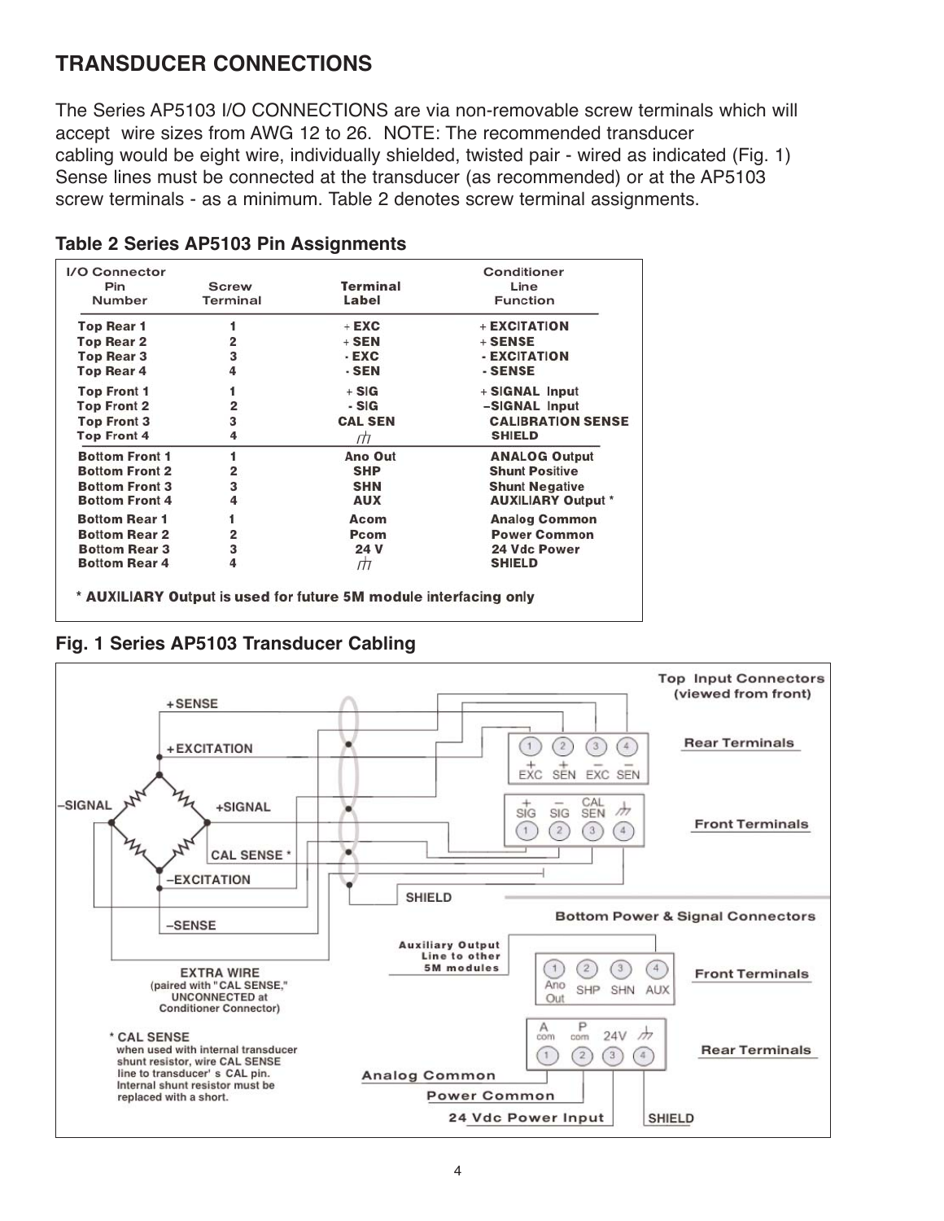## TRANSDUCER CONNECTIONS

The Series AP5103 I/O CONNECTIONS are via non-removable screw terminals which will accept wire sizes from AWG 12 to 26. NOTE: The recommended transducer cabling would be eight wire, individually shielded, twisted pair - wired as indicated (Fig. 1) Sense lines must be connected at the transducer (as recommended) or at the AP5103 screw terminals - as a minimum. Table 2 denotes screw terminal assignments.

**Table 2 Series AP5103 Pin Assignments**

| I/O Connector Pin Number | Screw Terminal | Terminal Label | Conditioner Line Function |
|---|---|---|---|
| Top Rear 1 | 1 | + EXC | + EXCITATION |
| Top Rear 2 | 2 | + SEN | + SENSE |
| Top Rear 3 | 3 | - EXC | - EXCITATION |
| Top Rear 4 | 4 | - SEN | - SENSE |
| Top Front 1 | 1 | + SIG | + SIGNAL Input |
| Top Front 2 | 2 | - SIG | –SIGNAL Input |
| Top Front 3 | 3 | CAL SEN | CALIBRATION SENSE |
| Top Front 4 | 4 | ⏚ | SHIELD |
| Bottom Front 1 | 1 | Ano Out | ANALOG Output |
| Bottom Front 2 | 2 | SHP | Shunt Positive |
| Bottom Front 3 | 3 | SHN | Shunt Negative |
| Bottom Front 4 | 4 | AUX | AUXILIARY Output * |
| Bottom Rear 1 | 1 | Acom | Analog Common |
| Bottom Rear 2 | 2 | Pcom | Power Common |
| Bottom Rear 3 | 3 | 24 V | 24 Vdc Power |
| Bottom Rear 4 | 4 | ⏚ | SHIELD |

\* AUXILIARY Output is used for future 5M module interfacing only

**Fig. 1 Series AP5103 Transducer Cabling**

Top Input Connectors (viewed from front)

Rear Terminals: 1 +EXC, 2 +SEN, 3 –EXC, 4 –SEN

Front Terminals: 1 +SIG, 2 –SIG, 3 CAL SEN, 4 ⏚

+SENSE, +EXCITATION, –SIGNAL, +SIGNAL, CAL SENSE *, –EXCITATION, –SENSE, SHIELD

EXTRA WIRE (paired with "CAL SENSE," UNCONNECTED at Conditioner Connector)

\* CAL SENSE when used with internal transducer shunt resistor, wire CAL SENSE line to transducer' s CAL pin. Internal shunt resistor must be replaced with a short.

Bottom Power & Signal Connectors

Auxiliary Output Line to other 5M modules

Front Terminals: 1 Ano Out, 2 SHP, 3 SHN, 4 AUX

Rear Terminals: 1 A com, 2 P com, 3 24V, 4 ⏚

Analog Common, Power Common, 24 Vdc Power Input, SHIELD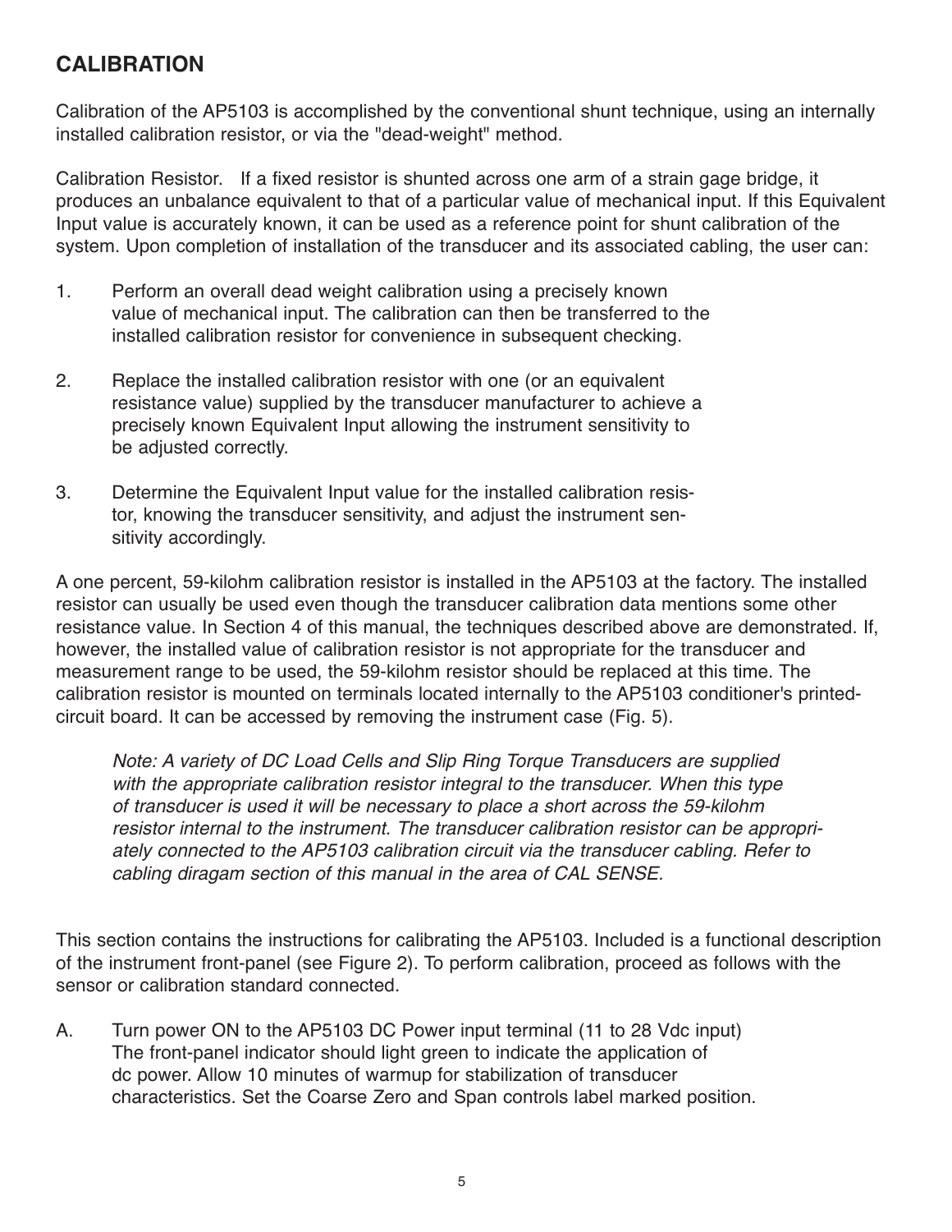## CALIBRATION

Calibration of the AP5103 is accomplished by the conventional shunt technique, using an internally installed calibration resistor, or via the "dead-weight" method.

Calibration Resistor. If a fixed resistor is shunted across one arm of a strain gage bridge, it produces an unbalance equivalent to that of a particular value of mechanical input. If this Equivalent Input value is accurately known, it can be used as a reference point for shunt calibration of the system. Upon completion of installation of the transducer and its associated cabling, the user can:

1. Perform an overall dead weight calibration using a precisely known value of mechanical input. The calibration can then be transferred to the installed calibration resistor for convenience in subsequent checking.

2. Replace the installed calibration resistor with one (or an equivalent resistance value) supplied by the transducer manufacturer to achieve a precisely known Equivalent Input allowing the instrument sensitivity to be adjusted correctly.

3. Determine the Equivalent Input value for the installed calibration resistor, knowing the transducer sensitivity, and adjust the instrument sensitivity accordingly.

A one percent, 59-kilohm calibration resistor is installed in the AP5103 at the factory. The installed resistor can usually be used even though the transducer calibration data mentions some other resistance value. In Section 4 of this manual, the techniques described above are demonstrated. If, however, the installed value of calibration resistor is not appropriate for the transducer and measurement range to be used, the 59-kilohm resistor should be replaced at this time. The calibration resistor is mounted on terminals located internally to the AP5103 conditioner's printed-circuit board. It can be accessed by removing the instrument case (Fig. 5).

*Note: A variety of DC Load Cells and Slip Ring Torque Transducers are supplied with the appropriate calibration resistor integral to the transducer. When this type of transducer is used it will be necessary to place a short across the 59-kilohm resistor internal to the instrument. The transducer calibration resistor can be appropriately connected to the AP5103 calibration circuit via the transducer cabling. Refer to cabling diragam section of this manual in the area of CAL SENSE.*

This section contains the instructions for calibrating the AP5103. Included is a functional description of the instrument front-panel (see Figure 2). To perform calibration, proceed as follows with the sensor or calibration standard connected.

A. Turn power ON to the AP5103 DC Power input terminal (11 to 28 Vdc input) The front-panel indicator should light green to indicate the application of dc power. Allow 10 minutes of warmup for stabilization of transducer characteristics. Set the Coarse Zero and Span controls label marked position.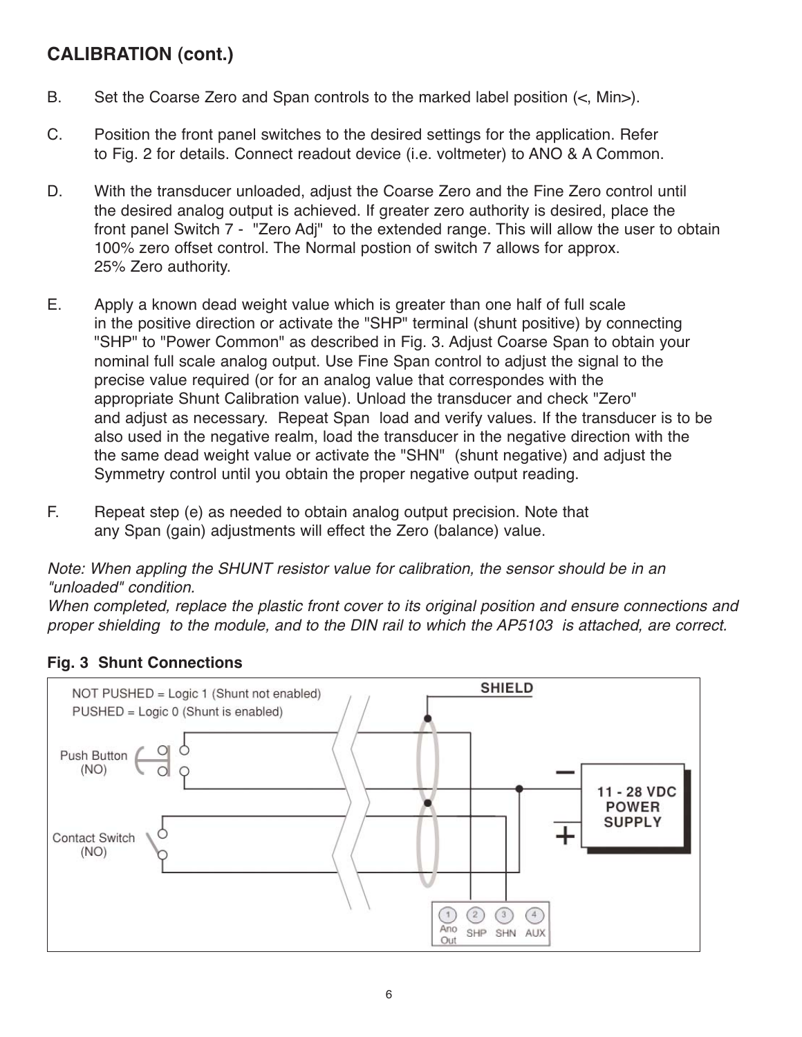## CALIBRATION (cont.)

B. Set the Coarse Zero and Span controls to the marked label position (<, Min>).

C. Position the front panel switches to the desired settings for the application. Refer to Fig. 2 for details. Connect readout device (i.e. voltmeter) to ANO & A Common.

D. With the transducer unloaded, adjust the Coarse Zero and the Fine Zero control until the desired analog output is achieved. If greater zero authority is desired, place the front panel Switch 7 - "Zero Adj" to the extended range. This will allow the user to obtain 100% zero offset control. The Normal postion of switch 7 allows for approx. 25% Zero authority.

E. Apply a known dead weight value which is greater than one half of full scale in the positive direction or activate the "SHP" terminal (shunt positive) by connecting "SHP" to "Power Common" as described in Fig. 3. Adjust Coarse Span to obtain your nominal full scale analog output. Use Fine Span control to adjust the signal to the precise value required (or for an analog value that correspondes with the appropriate Shunt Calibration value). Unload the transducer and check "Zero" and adjust as necessary. Repeat Span load and verify values. If the transducer is to be also used in the negative realm, load the transducer in the negative direction with the the same dead weight value or activate the "SHN" (shunt negative) and adjust the Symmetry control until you obtain the proper negative output reading.

F. Repeat step (e) as needed to obtain analog output precision. Note that any Span (gain) adjustments will effect the Zero (balance) value.

*Note: When appling the SHUNT resistor value for calibration, the sensor should be in an "unloaded" condition.*
*When completed, replace the plastic front cover to its original position and ensure connections and proper shielding to the module, and to the DIN rail to which the AP5103 is attached, are correct.*

**Fig. 3 Shunt Connections**

NOT PUSHED = Logic 1 (Shunt not enabled)
PUSHED = Logic 0 (Shunt is enabled)

Push Button (NO)

Contact Switch (NO)

SHIELD

11 - 28 VDC POWER SUPPLY

1 Ano Out | 2 SHP | 3 SHN | 4 AUX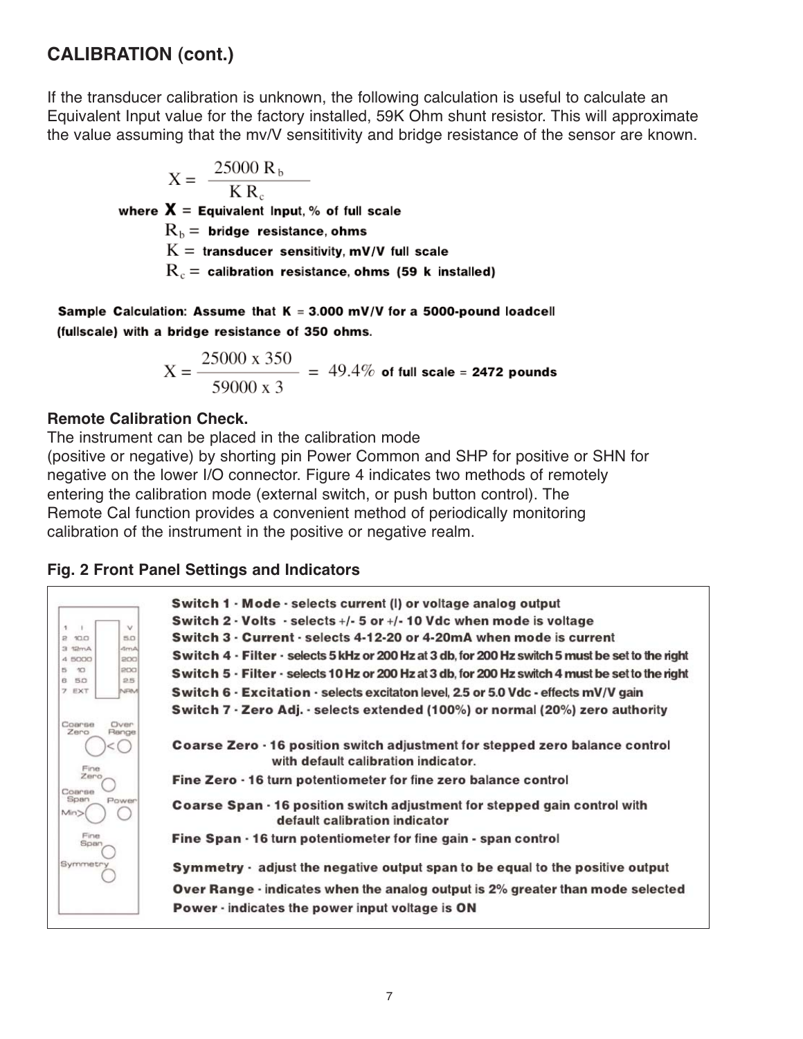## CALIBRATION (cont.)

If the transducer calibration is unknown, the following calculation is useful to calculate an Equivalent Input value for the factory installed, 59K Ohm shunt resistor. This will approximate the value assuming that the mv/V sensititivity and bridge resistance of the sensor are known.

$$X = \frac{25000 \, R_b}{K \, R_c}$$

**where $X$ = Equivalent Input, % of full scale**

**$R_b$ = bridge resistance, ohms**

**$K$ = transducer sensitivity, mV/V full scale**

**$R_c$ = calibration resistance, ohms (59 k installed)**

**Sample Calculation: Assume that K = 3.000 mV/V for a 5000-pound loadcell (fullscale) with a bridge resistance of 350 ohms.**

$$X = \frac{25000 \times 350}{59000 \times 3} = 49.4\%$$ **of full scale = 2472 pounds**

### Remote Calibration Check.

The instrument can be placed in the calibration mode (positive or negative) by shorting pin Power Common and SHP for positive or SHN for negative on the lower I/O connector. Figure 4 indicates two methods of remotely entering the calibration mode (external switch, or push button control). The Remote Cal function provides a convenient method of periodically monitoring calibration of the instrument in the positive or negative realm.

### Fig. 2 Front Panel Settings and Indicators

| | | |
|---|---|---|
| 1 I | | V |
| 2 10.0 | | 5.0 |
| 3 12mA | | 4mA |
| 4 5000 | | 200 |
| 5 10 | | 200 |
| 6 5.0 | | 2.5 |
| 7 EXT | | NRM |

Coarse Zero, Over Range, Fine Zero, Coarse Span, Power, Min>, Fine Span, Symmetry

**Switch 1 - Mode** - selects current (I) or voltage analog output

**Switch 2 - Volts** - selects +/- 5 or +/- 10 Vdc when mode is voltage

**Switch 3 - Current** - selects 4-12-20 or 4-20mA when mode is current

**Switch 4 - Filter** - selects 5 kHz or 200 Hz at 3 db, for 200 Hz switch 5 must be set to the right

**Switch 5 - Filter** - selects 10 Hz or 200 Hz at 3 db, for 200 Hz switch 4 must be set to the right

**Switch 6 - Excitation** - selects excitaton level, 2.5 or 5.0 Vdc - effects mV/V gain

**Switch 7 - Zero Adj.** - selects extended (100%) or normal (20%) zero authority

**Coarse Zero** - 16 position switch adjustment for stepped zero balance control with default calibration indicator.

**Fine Zero** - 16 turn potentiometer for fine zero balance control

**Coarse Span** - 16 position switch adjustment for stepped gain control with default calibration indicator

**Fine Span** - 16 turn potentiometer for fine gain - span control

**Symmetry** - adjust the negative output span to be equal to the positive output

**Over Range** - indicates when the analog output is 2% greater than mode selected

**Power** - indicates the power input voltage is **ON**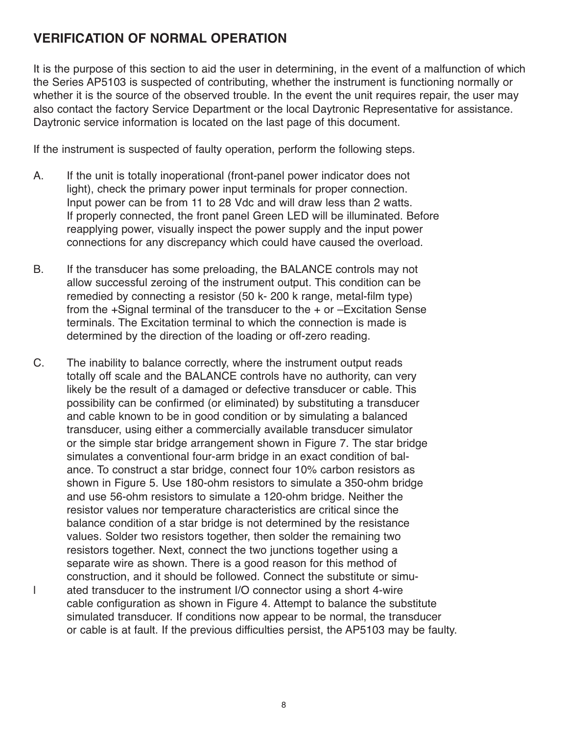## VERIFICATION OF NORMAL OPERATION

It is the purpose of this section to aid the user in determining, in the event of a malfunction of which the Series AP5103 is suspected of contributing, whether the instrument is functioning normally or whether it is the source of the observed trouble. In the event the unit requires repair, the user may also contact the factory Service Department or the local Daytronic Representative for assistance. Daytronic service information is located on the last page of this document.

If the instrument is suspected of faulty operation, perform the following steps.

A. If the unit is totally inoperational (front-panel power indicator does not light), check the primary power input terminals for proper connection. Input power can be from 11 to 28 Vdc and will draw less than 2 watts. If properly connected, the front panel Green LED will be illuminated. Before reapplying power, visually inspect the power supply and the input power connections for any discrepancy which could have caused the overload.

B. If the transducer has some preloading, the BALANCE controls may not allow successful zeroing of the instrument output. This condition can be remedied by connecting a resistor (50 k- 200 k range, metal-film type) from the +Signal terminal of the transducer to the + or –Excitation Sense terminals. The Excitation terminal to which the connection is made is determined by the direction of the loading or off-zero reading.

C. The inability to balance correctly, where the instrument output reads totally off scale and the BALANCE controls have no authority, can very likely be the result of a damaged or defective transducer or cable. This possibility can be confirmed (or eliminated) by substituting a transducer and cable known to be in good condition or by simulating a balanced transducer, using either a commercially available transducer simulator or the simple star bridge arrangement shown in Figure 7. The star bridge simulates a conventional four-arm bridge in an exact condition of balance. To construct a star bridge, connect four 10% carbon resistors as shown in Figure 5. Use 180-ohm resistors to simulate a 350-ohm bridge and use 56-ohm resistors to simulate a 120-ohm bridge. Neither the resistor values nor temperature characteristics are critical since the balance condition of a star bridge is not determined by the resistance values. Solder two resistors together, then solder the remaining two resistors together. Next, connect the two junctions together using a separate wire as shown. There is a good reason for this method of construction, and it should be followed. Connect the substitute or simu-ated transducer to the instrument I/O connector using a short 4-wire cable configuration as shown in Figure 4. Attempt to balance the substitute simulated transducer. If conditions now appear to be normal, the transducer or cable is at fault. If the previous difficulties persist, the AP5103 may be faulty.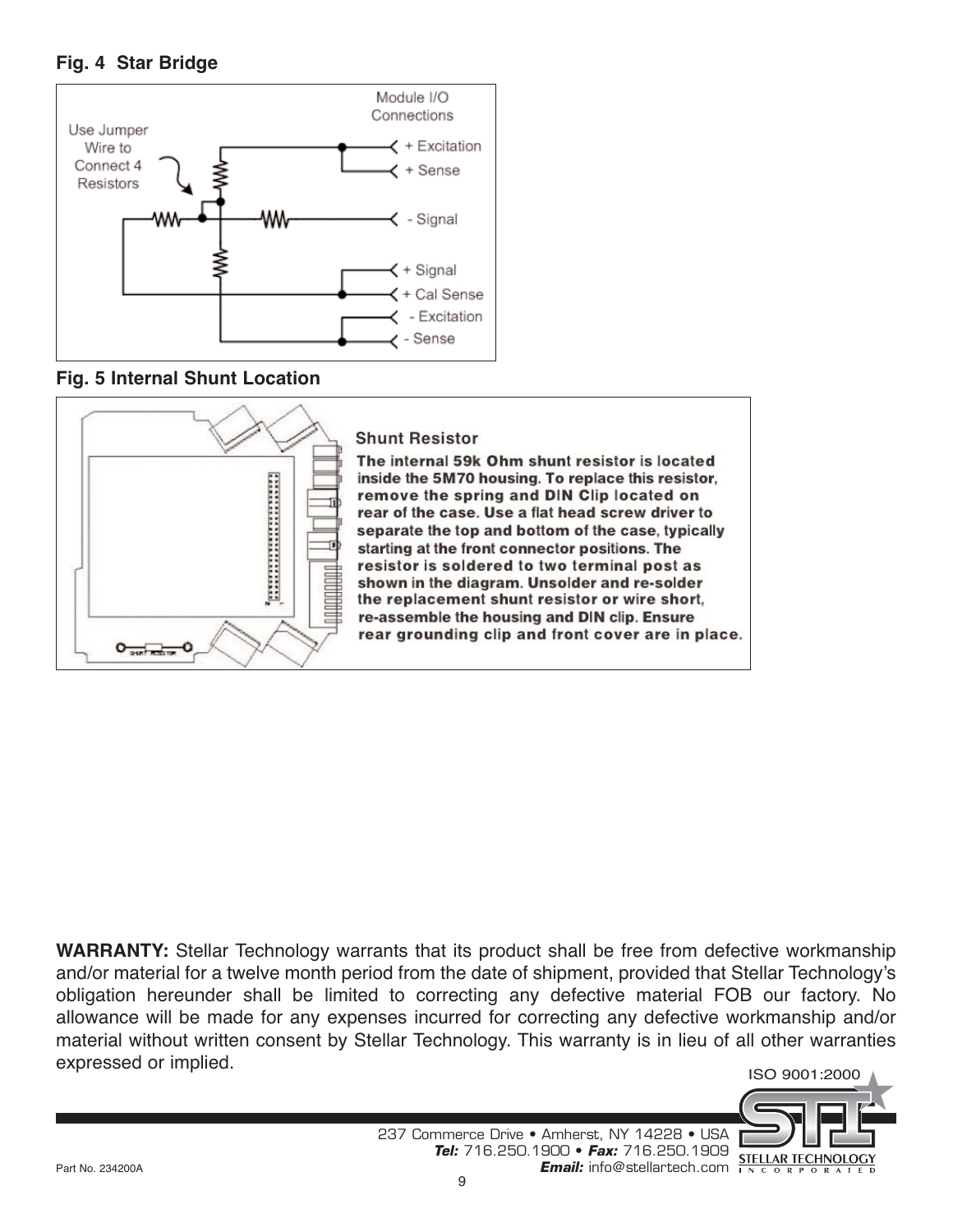**Fig. 4 Star Bridge**

Module I/O Connections

Use Jumper Wire to Connect 4 Resistors

+ Excitation

+ Sense

- Signal

+ Signal

+ Cal Sense

- Excitation

- Sense

**Fig. 5 Internal Shunt Location**

**Shunt Resistor**

**The internal 59k Ohm shunt resistor is located inside the 5M70 housing. To replace this resistor, remove the spring and DIN Clip located on rear of the case. Use a flat head screw driver to separate the top and bottom of the case, typically starting at the front connector positions. The resistor is soldered to two terminal post as shown in the diagram. Unsolder and re-solder the replacement shunt resistor or wire short, re-assemble the housing and DIN clip. Ensure rear grounding clip and front cover are in place.**

**WARRANTY:** Stellar Technology warrants that its product shall be free from defective workmanship and/or material for a twelve month period from the date of shipment, provided that Stellar Technology's obligation hereunder shall be limited to correcting any defective material FOB our factory. No allowance will be made for any expenses incurred for correcting any defective workmanship and/or material without written consent by Stellar Technology. This warranty is in lieu of all other warranties expressed or implied.

ISO 9001:2000

237 Commerce Drive • Amherst, NY 14228 • USA
***Tel:*** 716.250.1900 • ***Fax:*** 716.250.1909
***Email:*** info@stellartech.com

STELLAR TECHNOLOGY INCORPORATED

Part No. 234200A